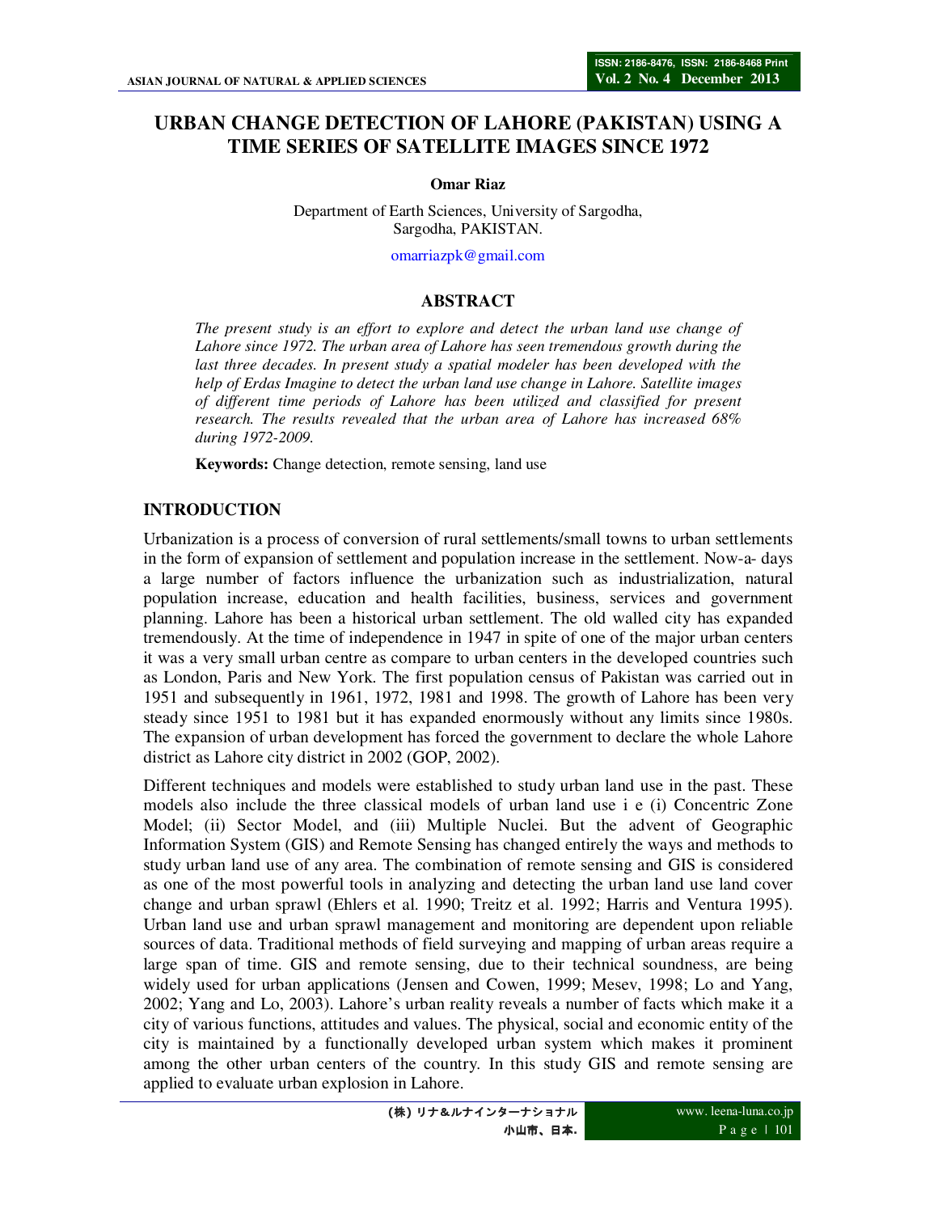# URBAN CHANGE DETECTION OF LAHORE (PAKISTAN) USING A TIME SERIES OF SATELLITE IMAGES SINCE 1972

**Omar Riaz**

Department of Earth Sciences, University of Sargodha,
Sargodha, PAKISTAN.

omarriazpk@gmail.com

## ABSTRACT

*The present study is an effort to explore and detect the urban land use change of Lahore since 1972. The urban area of Lahore has seen tremendous growth during the last three decades. In present study a spatial modeler has been developed with the help of Erdas Imagine to detect the urban land use change in Lahore. Satellite images of different time periods of Lahore has been utilized and classified for present research. The results revealed that the urban area of Lahore has increased 68% during 1972-2009.*

**Keywords:** Change detection, remote sensing, land use

## INTRODUCTION

Urbanization is a process of conversion of rural settlements/small towns to urban settlements in the form of expansion of settlement and population increase in the settlement. Now-a- days a large number of factors influence the urbanization such as industrialization, natural population increase, education and health facilities, business, services and government planning. Lahore has been a historical urban settlement. The old walled city has expanded tremendously. At the time of independence in 1947 in spite of one of the major urban centers it was a very small urban centre as compare to urban centers in the developed countries such as London, Paris and New York. The first population census of Pakistan was carried out in 1951 and subsequently in 1961, 1972, 1981 and 1998. The growth of Lahore has been very steady since 1951 to 1981 but it has expanded enormously without any limits since 1980s. The expansion of urban development has forced the government to declare the whole Lahore district as Lahore city district in 2002 (GOP, 2002).

Different techniques and models were established to study urban land use in the past. These models also include the three classical models of urban land use i e (i) Concentric Zone Model; (ii) Sector Model, and (iii) Multiple Nuclei. But the advent of Geographic Information System (GIS) and Remote Sensing has changed entirely the ways and methods to study urban land use of any area. The combination of remote sensing and GIS is considered as one of the most powerful tools in analyzing and detecting the urban land use land cover change and urban sprawl (Ehlers et al. 1990; Treitz et al. 1992; Harris and Ventura 1995). Urban land use and urban sprawl management and monitoring are dependent upon reliable sources of data. Traditional methods of field surveying and mapping of urban areas require a large span of time. GIS and remote sensing, due to their technical soundness, are being widely used for urban applications (Jensen and Cowen, 1999; Mesev, 1998; Lo and Yang, 2002; Yang and Lo, 2003). Lahore's urban reality reveals a number of facts which make it a city of various functions, attitudes and values. The physical, social and economic entity of the city is maintained by a functionally developed urban system which makes it prominent among the other urban centers of the country. In this study GIS and remote sensing are applied to evaluate urban explosion in Lahore.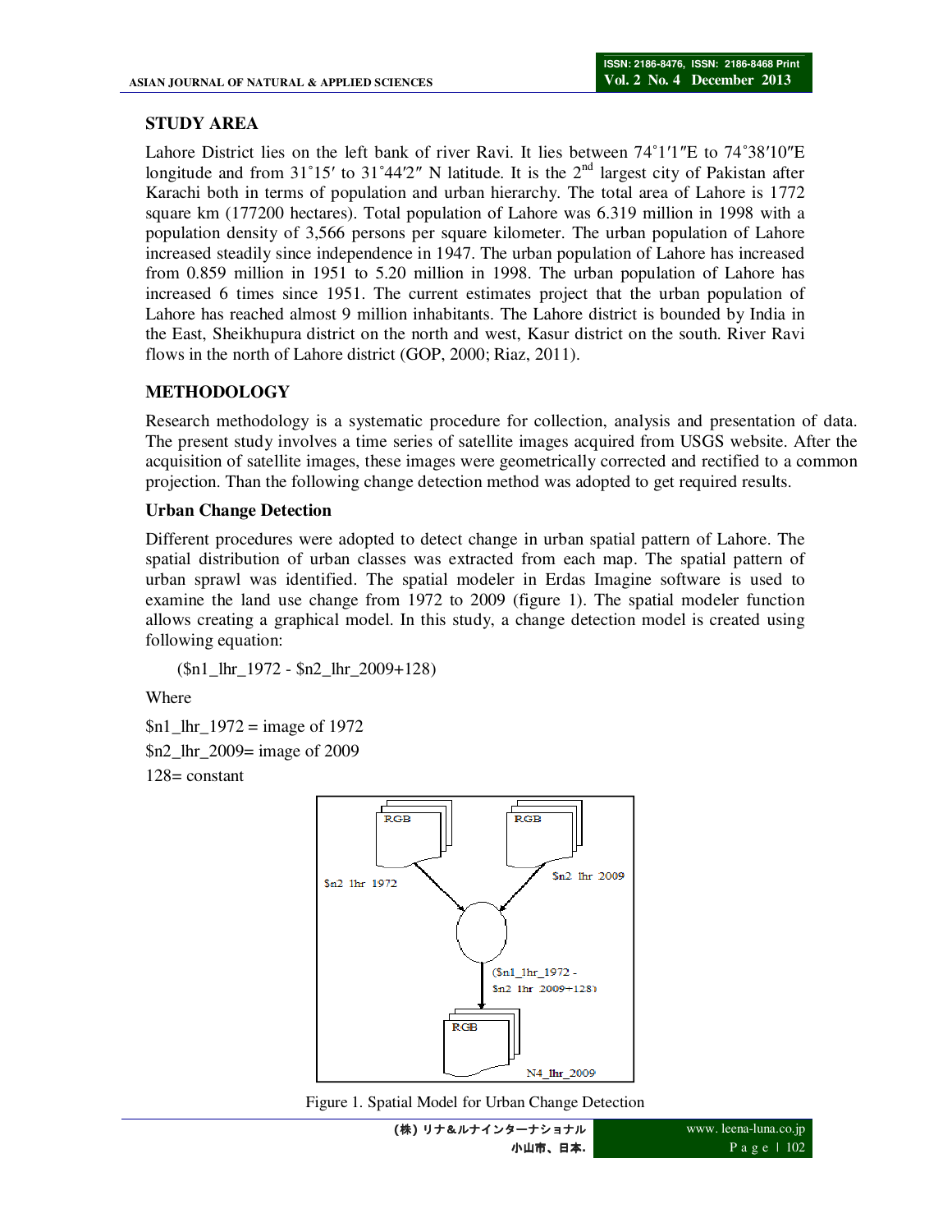## STUDY AREA

Lahore District lies on the left bank of river Ravi. It lies between 74˚1′1″E to 74˚38′10″E longitude and from 31˚15′ to 31˚44′2″ N latitude. It is the 2nd largest city of Pakistan after Karachi both in terms of population and urban hierarchy. The total area of Lahore is 1772 square km (177200 hectares). Total population of Lahore was 6.319 million in 1998 with a population density of 3,566 persons per square kilometer. The urban population of Lahore increased steadily since independence in 1947. The urban population of Lahore has increased from 0.859 million in 1951 to 5.20 million in 1998. The urban population of Lahore has increased 6 times since 1951. The current estimates project that the urban population of Lahore has reached almost 9 million inhabitants. The Lahore district is bounded by India in the East, Sheikhupura district on the north and west, Kasur district on the south. River Ravi flows in the north of Lahore district (GOP, 2000; Riaz, 2011).

## METHODOLOGY

Research methodology is a systematic procedure for collection, analysis and presentation of data. The present study involves a time series of satellite images acquired from USGS website. After the acquisition of satellite images, these images were geometrically corrected and rectified to a common projection. Than the following change detection method was adopted to get required results.

### Urban Change Detection

Different procedures were adopted to detect change in urban spatial pattern of Lahore. The spatial distribution of urban classes was extracted from each map. The spatial pattern of urban sprawl was identified. The spatial modeler in Erdas Imagine software is used to examine the land use change from 1972 to 2009 (figure 1). The spatial modeler function allows creating a graphical model. In this study, a change detection model is created using following equation:

($n1_lhr_1972 - $n2_lhr_2009+128)

Where

$n1_lhr_1972 = image of 1972

$n2_lhr_2009= image of 2009

128= constant

Figure 1. Spatial Model for Urban Change Detection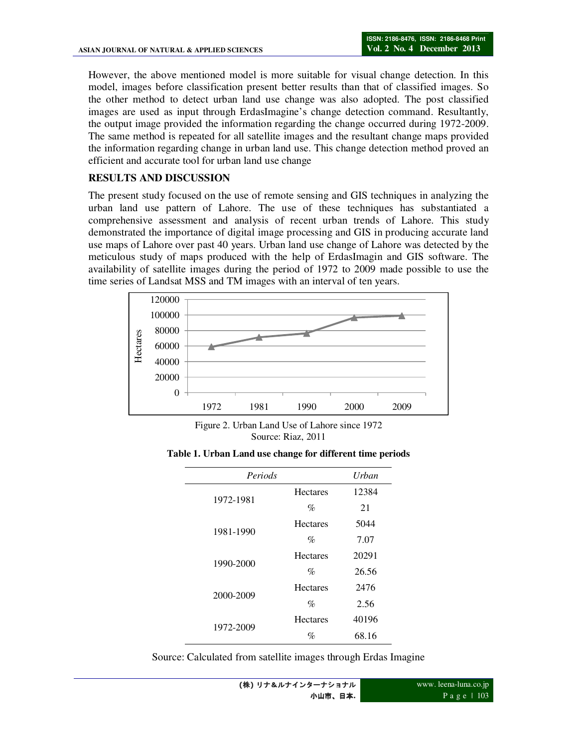However, the above mentioned model is more suitable for visual change detection. In this model, images before classification present better results than that of classified images. So the other method to detect urban land use change was also adopted. The post classified images are used as input through ErdasImagine's change detection command. Resultantly, the output image provided the information regarding the change occurred during 1972-2009. The same method is repeated for all satellite images and the resultant change maps provided the information regarding change in urban land use. This change detection method proved an efficient and accurate tool for urban land use change

## RESULTS AND DISCUSSION

The present study focused on the use of remote sensing and GIS techniques in analyzing the urban land use pattern of Lahore. The use of these techniques has substantiated a comprehensive assessment and analysis of recent urban trends of Lahore. This study demonstrated the importance of digital image processing and GIS in producing accurate land use maps of Lahore over past 40 years. Urban land use change of Lahore was detected by the meticulous study of maps produced with the help of ErdasImagin and GIS software. The availability of satellite images during the period of 1972 to 2009 made possible to use the time series of Landsat MSS and TM images with an interval of ten years.

Figure 2. Urban Land Use of Lahore since 1972
Source: Riaz, 2011

**Table 1. Urban Land use change for different time periods**

| *Periods* | | *Urban* |
|---|---|---|
| 1972-1981 | Hectares | 12384 |
| | % | 21 |
| 1981-1990 | Hectares | 5044 |
| | % | 7.07 |
| 1990-2000 | Hectares | 20291 |
| | % | 26.56 |
| 2000-2009 | Hectares | 2476 |
| | % | 2.56 |
| 1972-2009 | Hectares | 40196 |
| | % | 68.16 |

Source: Calculated from satellite images through Erdas Imagine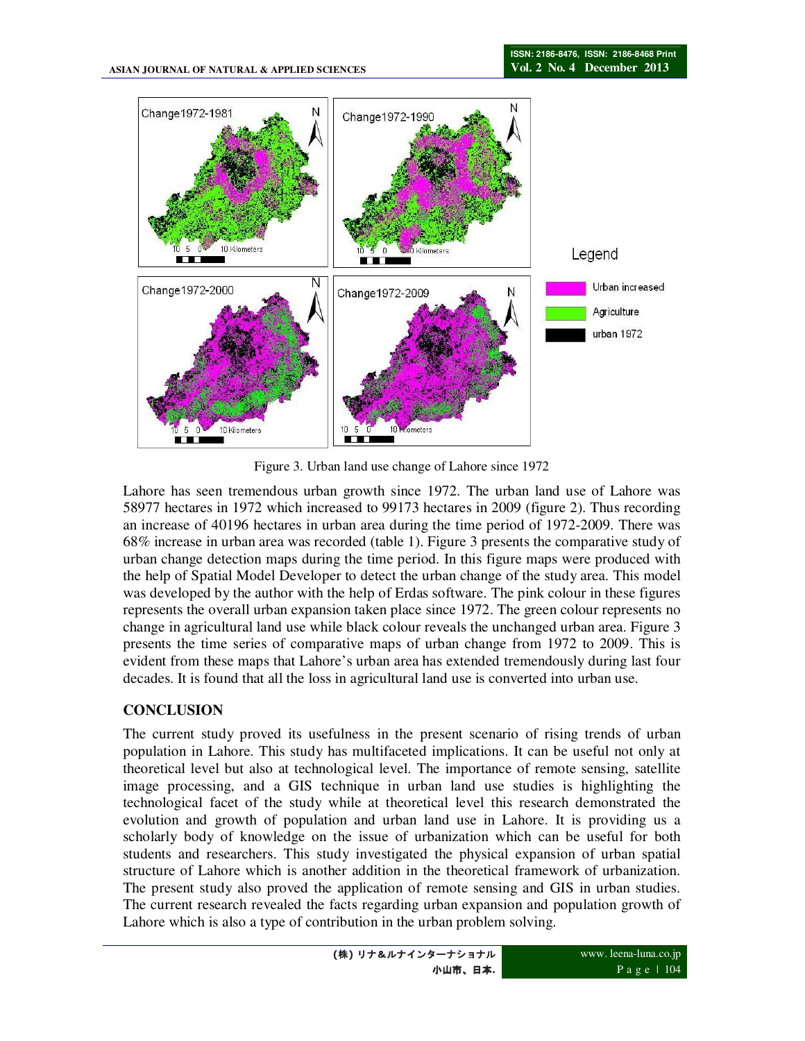Figure 3. Urban land use change of Lahore since 1972

Lahore has seen tremendous urban growth since 1972. The urban land use of Lahore was 58977 hectares in 1972 which increased to 99173 hectares in 2009 (figure 2). Thus recording an increase of 40196 hectares in urban area during the time period of 1972-2009. There was 68% increase in urban area was recorded (table 1). Figure 3 presents the comparative study of urban change detection maps during the time period. In this figure maps were produced with the help of Spatial Model Developer to detect the urban change of the study area. This model was developed by the author with the help of Erdas software. The pink colour in these figures represents the overall urban expansion taken place since 1972. The green colour represents no change in agricultural land use while black colour reveals the unchanged urban area. Figure 3 presents the time series of comparative maps of urban change from 1972 to 2009. This is evident from these maps that Lahore's urban area has extended tremendously during last four decades. It is found that all the loss in agricultural land use is converted into urban use.

## CONCLUSION

The current study proved its usefulness in the present scenario of rising trends of urban population in Lahore. This study has multifaceted implications. It can be useful not only at theoretical level but also at technological level. The importance of remote sensing, satellite image processing, and a GIS technique in urban land use studies is highlighting the technological facet of the study while at theoretical level this research demonstrated the evolution and growth of population and urban land use in Lahore. It is providing us a scholarly body of knowledge on the issue of urbanization which can be useful for both students and researchers. This study investigated the physical expansion of urban spatial structure of Lahore which is another addition in the theoretical framework of urbanization. The present study also proved the application of remote sensing and GIS in urban studies. The current research revealed the facts regarding urban expansion and population growth of Lahore which is also a type of contribution in the urban problem solving.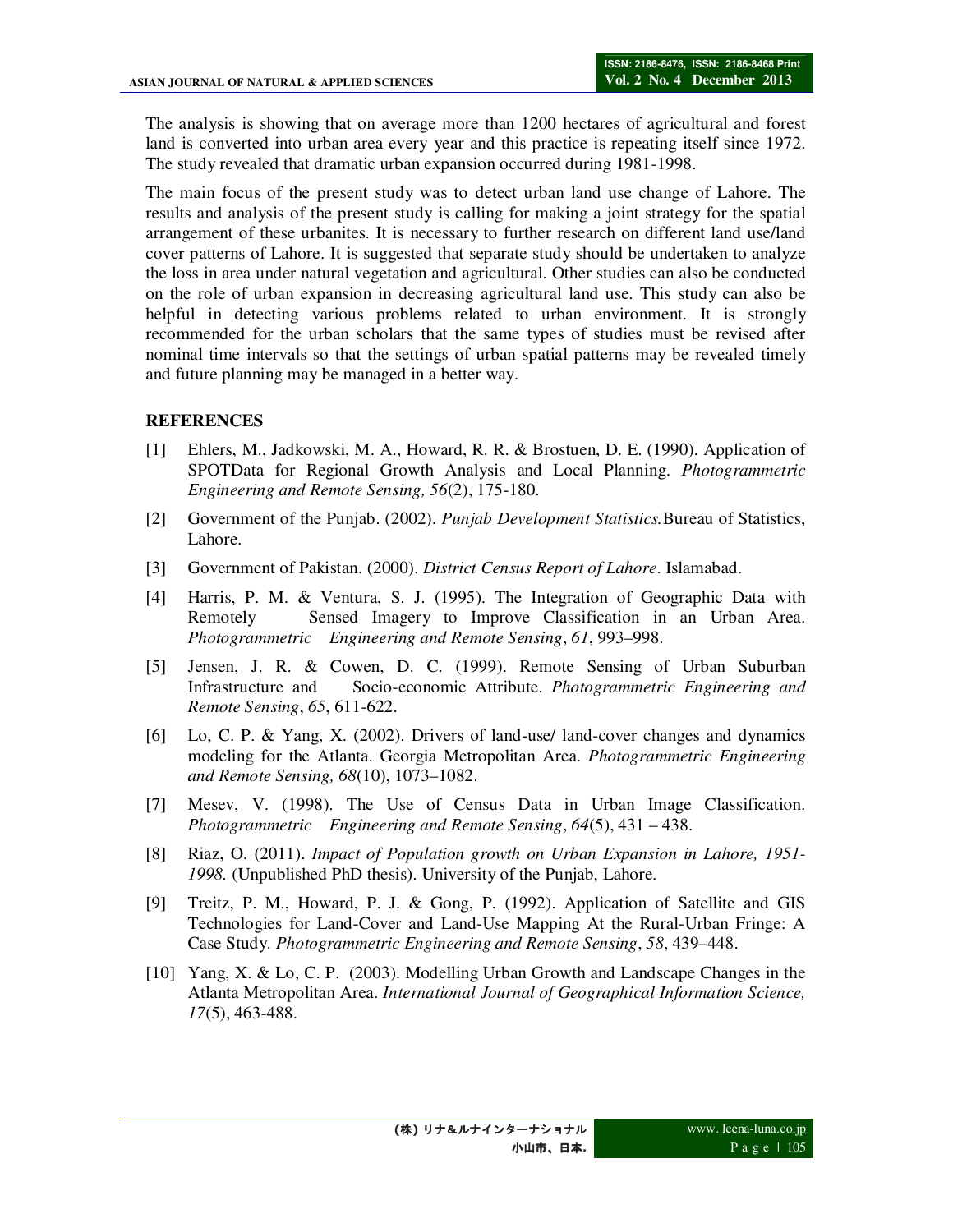The analysis is showing that on average more than 1200 hectares of agricultural and forest land is converted into urban area every year and this practice is repeating itself since 1972. The study revealed that dramatic urban expansion occurred during 1981-1998.

The main focus of the present study was to detect urban land use change of Lahore. The results and analysis of the present study is calling for making a joint strategy for the spatial arrangement of these urbanites. It is necessary to further research on different land use/land cover patterns of Lahore. It is suggested that separate study should be undertaken to analyze the loss in area under natural vegetation and agricultural. Other studies can also be conducted on the role of urban expansion in decreasing agricultural land use. This study can also be helpful in detecting various problems related to urban environment. It is strongly recommended for the urban scholars that the same types of studies must be revised after nominal time intervals so that the settings of urban spatial patterns may be revealed timely and future planning may be managed in a better way.

## REFERENCES

[1] Ehlers, M., Jadkowski, M. A., Howard, R. R. & Brostuen, D. E. (1990). Application of SPOTData for Regional Growth Analysis and Local Planning. *Photogrammetric Engineering and Remote Sensing, 56*(2), 175-180.

[2] Government of the Punjab. (2002). *Punjab Development Statistics.*Bureau of Statistics, Lahore.

[3] Government of Pakistan. (2000). *District Census Report of Lahore*. Islamabad.

[4] Harris, P. M. & Ventura, S. J. (1995). The Integration of Geographic Data with Remotely Sensed Imagery to Improve Classification in an Urban Area. *Photogrammetric Engineering and Remote Sensing*, *61*, 993–998.

[5] Jensen, J. R. & Cowen, D. C. (1999). Remote Sensing of Urban Suburban Infrastructure and Socio-economic Attribute. *Photogrammetric Engineering and Remote Sensing*, *65*, 611-622.

[6] Lo, C. P. & Yang, X. (2002). Drivers of land-use/ land-cover changes and dynamics modeling for the Atlanta. Georgia Metropolitan Area. *Photogrammetric Engineering and Remote Sensing, 68*(10), 1073–1082.

[7] Mesev, V. (1998). The Use of Census Data in Urban Image Classification. *Photogrammetric Engineering and Remote Sensing*, *64*(5), 431 – 438.

[8] Riaz, O. (2011). *Impact of Population growth on Urban Expansion in Lahore, 1951-1998.* (Unpublished PhD thesis). University of the Punjab, Lahore.

[9] Treitz, P. M., Howard, P. J. & Gong, P. (1992). Application of Satellite and GIS Technologies for Land-Cover and Land-Use Mapping At the Rural-Urban Fringe: A Case Study. *Photogrammetric Engineering and Remote Sensing*, *58*, 439–448.

[10] Yang, X. & Lo, C. P. (2003). Modelling Urban Growth and Landscape Changes in the Atlanta Metropolitan Area. *International Journal of Geographical Information Science, 17*(5), 463-488.